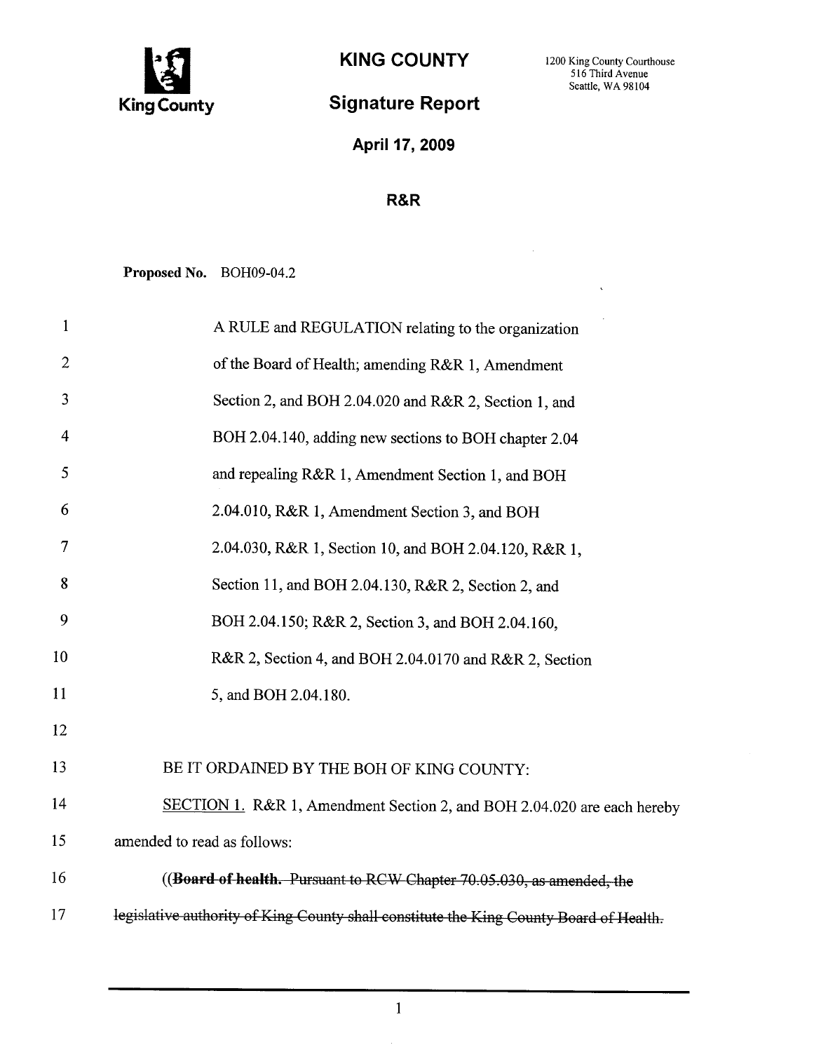King County

# KING COUNTY

1200 King County Courthouse
516 Third Avenue
Seattle, WA 98104

## Signature Report

**April 17, 2009**

**R&R**

**Proposed No.** BOH09-04.2

A RULE and REGULATION relating to the organization of the Board of Health; amending R&R 1, Amendment Section 2, and BOH 2.04.020 and R&R 2, Section 1, and BOH 2.04.140, adding new sections to BOH chapter 2.04 and repealing R&R 1, Amendment Section 1, and BOH 2.04.010, R&R 1, Amendment Section 3, and BOH 2.04.030, R&R 1, Section 10, and BOH 2.04.120, R&R 1, Section 11, and BOH 2.04.130, R&R 2, Section 2, and BOH 2.04.150; R&R 2, Section 3, and BOH 2.04.160, R&R 2, Section 4, and BOH 2.04.0170 and R&R 2, Section 5, and BOH 2.04.180.

BE IT ORDAINED BY THE BOH OF KING COUNTY:

SECTION 1. R&R 1, Amendment Section 2, and BOH 2.04.020 are each hereby amended to read as follows:

((~~**Board of health.** Pursuant to RCW Chapter 70.05.030, as amended, the legislative authority of King County shall constitute the King County Board of Health.~~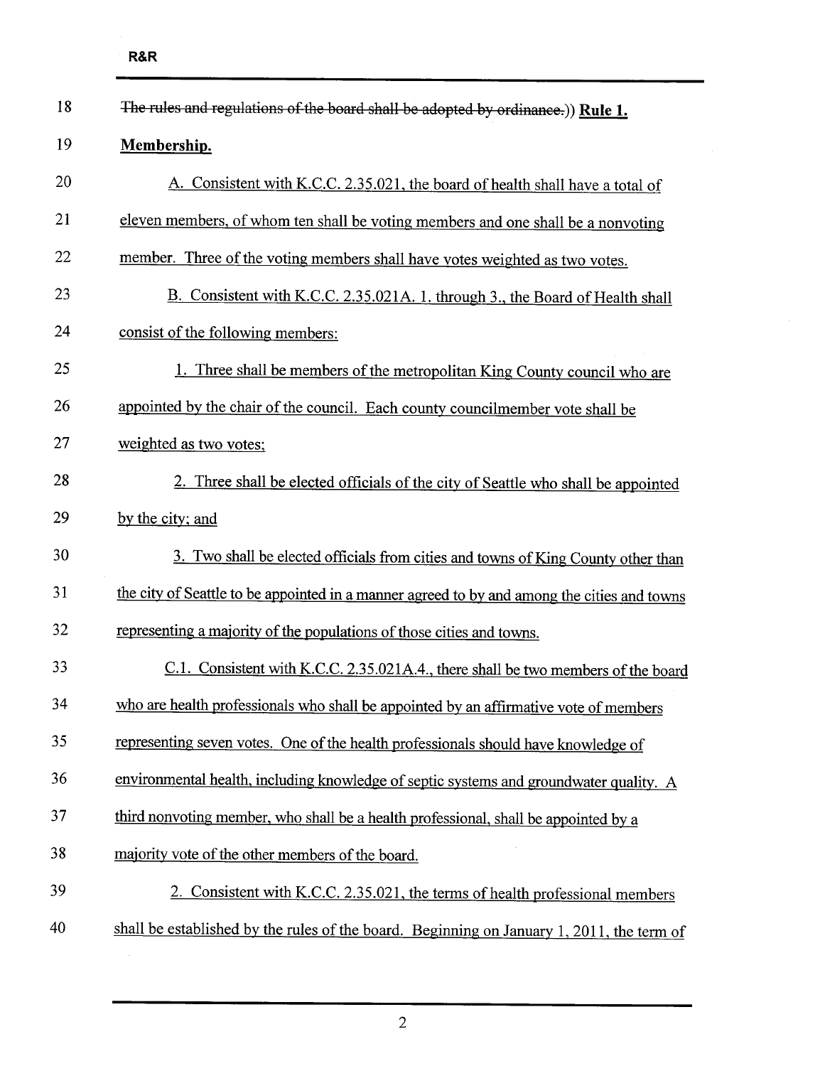~~The rules and regulations of the board shall be adopted by ordinance.~~)) **Rule 1. Membership.**

A. Consistent with K.C.C. 2.35.021, the board of health shall have a total of eleven members, of whom ten shall be voting members and one shall be a nonvoting member. Three of the voting members shall have votes weighted as two votes.

B. Consistent with K.C.C. 2.35.021A. 1. through 3., the Board of Health shall consist of the following members:

1. Three shall be members of the metropolitan King County council who are appointed by the chair of the council. Each county councilmember vote shall be weighted as two votes;

2. Three shall be elected officials of the city of Seattle who shall be appointed by the city; and

3. Two shall be elected officials from cities and towns of King County other than the city of Seattle to be appointed in a manner agreed to by and among the cities and towns representing a majority of the populations of those cities and towns.

C.1. Consistent with K.C.C. 2.35.021A.4., there shall be two members of the board who are health professionals who shall be appointed by an affirmative vote of members representing seven votes. One of the health professionals should have knowledge of environmental health, including knowledge of septic systems and groundwater quality. A third nonvoting member, who shall be a health professional, shall be appointed by a majority vote of the other members of the board.

2. Consistent with K.C.C. 2.35.021, the terms of health professional members shall be established by the rules of the board. Beginning on January 1, 2011, the term of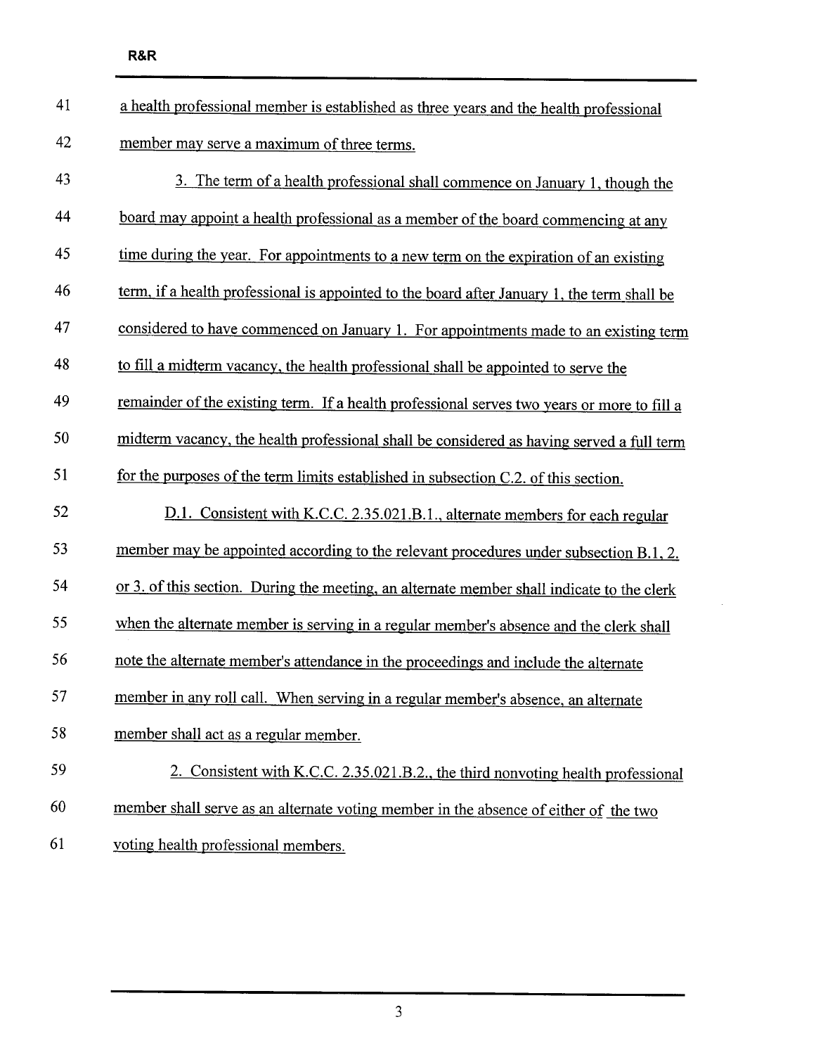a health professional member is established as three years and the health professional member may serve a maximum of three terms.

3. The term of a health professional shall commence on January 1, though the board may appoint a health professional as a member of the board commencing at any time during the year. For appointments to a new term on the expiration of an existing term, if a health professional is appointed to the board after January 1, the term shall be considered to have commenced on January 1. For appointments made to an existing term to fill a midterm vacancy, the health professional shall be appointed to serve the remainder of the existing term. If a health professional serves two years or more to fill a midterm vacancy, the health professional shall be considered as having served a full term for the purposes of the term limits established in subsection C.2. of this section.

D.1. Consistent with K.C.C. 2.35.021.B.1., alternate members for each regular member may be appointed according to the relevant procedures under subsection B.1, 2. or 3. of this section. During the meeting, an alternate member shall indicate to the clerk when the alternate member is serving in a regular member's absence and the clerk shall note the alternate member's attendance in the proceedings and include the alternate member in any roll call. When serving in a regular member's absence, an alternate member shall act as a regular member.

2. Consistent with K.C.C. 2.35.021.B.2., the third nonvoting health professional member shall serve as an alternate voting member in the absence of either of the two voting health professional members.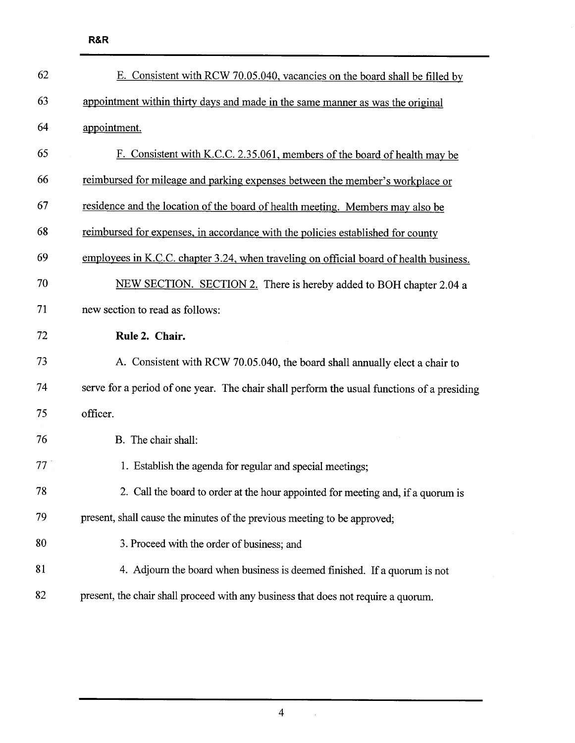E. Consistent with RCW 70.05.040, vacancies on the board shall be filled by appointment within thirty days and made in the same manner as was the original appointment.

F. Consistent with K.C.C. 2.35.061, members of the board of health may be reimbursed for mileage and parking expenses between the member's workplace or residence and the location of the board of health meeting. Members may also be reimbursed for expenses, in accordance with the policies established for county employees in K.C.C. chapter 3.24, when traveling on official board of health business.

NEW SECTION. SECTION 2. There is hereby added to BOH chapter 2.04 a new section to read as follows:

**Rule 2. Chair.**

A. Consistent with RCW 70.05.040, the board shall annually elect a chair to serve for a period of one year. The chair shall perform the usual functions of a presiding officer.

B. The chair shall:

1. Establish the agenda for regular and special meetings;
2. Call the board to order at the hour appointed for meeting and, if a quorum is present, shall cause the minutes of the previous meeting to be approved;
3. Proceed with the order of business; and
4. Adjourn the board when business is deemed finished. If a quorum is not present, the chair shall proceed with any business that does not require a quorum.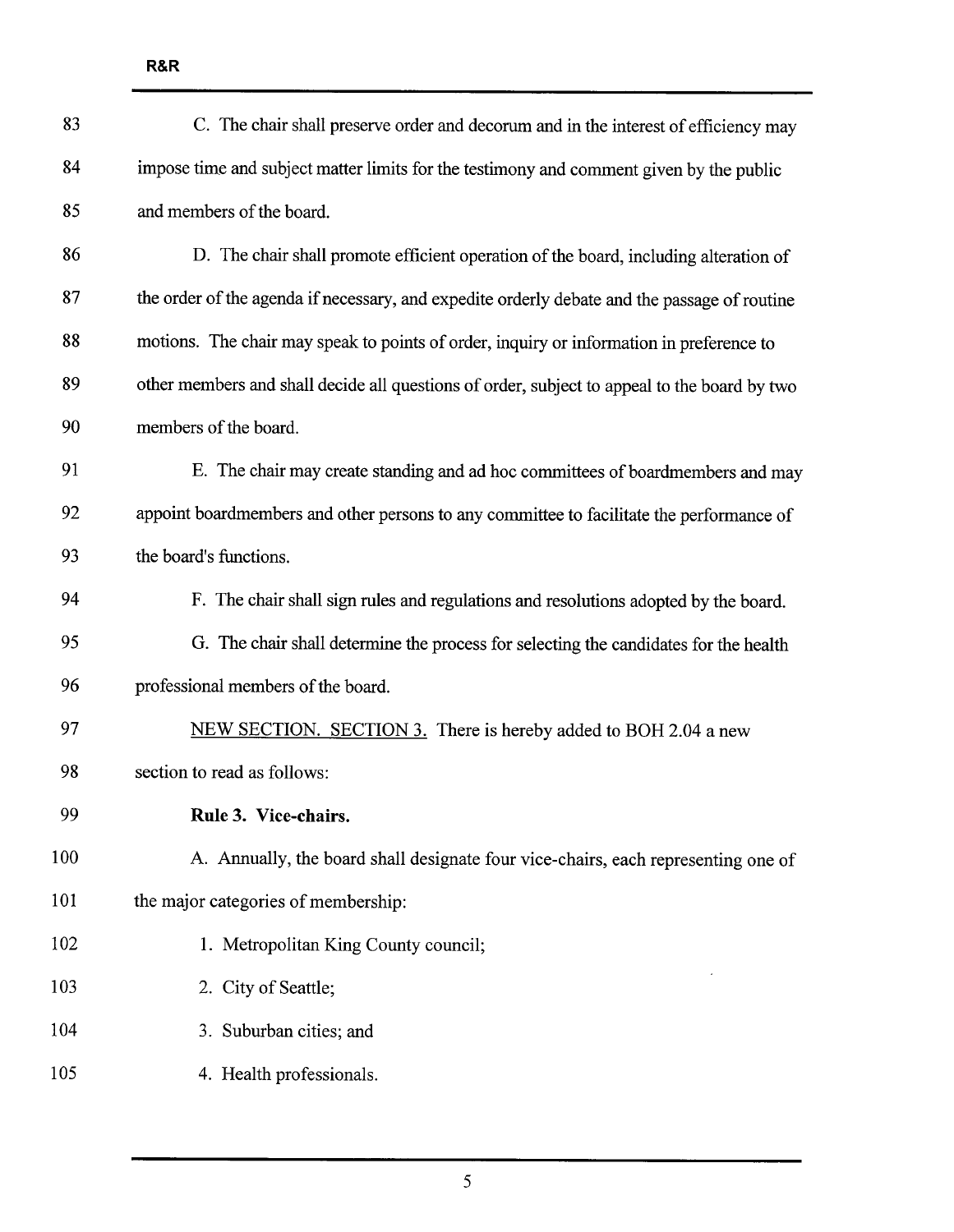C. The chair shall preserve order and decorum and in the interest of efficiency may impose time and subject matter limits for the testimony and comment given by the public and members of the board.

D. The chair shall promote efficient operation of the board, including alteration of the order of the agenda if necessary, and expedite orderly debate and the passage of routine motions. The chair may speak to points of order, inquiry or information in preference to other members and shall decide all questions of order, subject to appeal to the board by two members of the board.

E. The chair may create standing and ad hoc committees of boardmembers and may appoint boardmembers and other persons to any committee to facilitate the performance of the board's functions.

F. The chair shall sign rules and regulations and resolutions adopted by the board.

G. The chair shall determine the process for selecting the candidates for the health professional members of the board.

<u>NEW SECTION. SECTION 3.</u> There is hereby added to BOH 2.04 a new section to read as follows:

**Rule 3. Vice-chairs.**

A. Annually, the board shall designate four vice-chairs, each representing one of the major categories of membership:

1. Metropolitan King County council;
2. City of Seattle;
3. Suburban cities; and
4. Health professionals.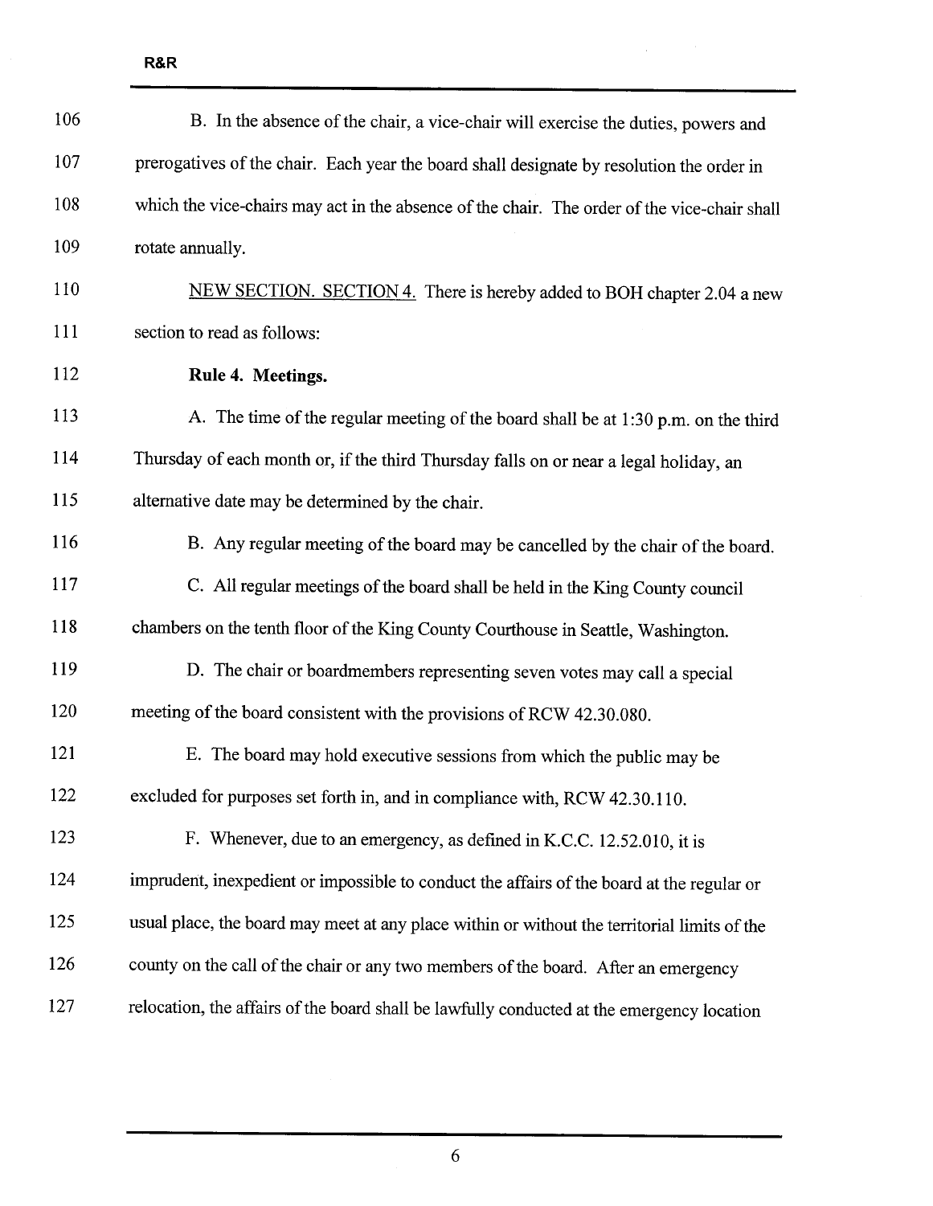B. In the absence of the chair, a vice-chair will exercise the duties, powers and prerogatives of the chair. Each year the board shall designate by resolution the order in which the vice-chairs may act in the absence of the chair. The order of the vice-chair shall rotate annually.

NEW SECTION. SECTION 4. There is hereby added to BOH chapter 2.04 a new section to read as follows:

**Rule 4. Meetings.**

A. The time of the regular meeting of the board shall be at 1:30 p.m. on the third Thursday of each month or, if the third Thursday falls on or near a legal holiday, an alternative date may be determined by the chair.

B. Any regular meeting of the board may be cancelled by the chair of the board.

C. All regular meetings of the board shall be held in the King County council chambers on the tenth floor of the King County Courthouse in Seattle, Washington.

D. The chair or boardmembers representing seven votes may call a special meeting of the board consistent with the provisions of RCW 42.30.080.

E. The board may hold executive sessions from which the public may be excluded for purposes set forth in, and in compliance with, RCW 42.30.110.

F. Whenever, due to an emergency, as defined in K.C.C. 12.52.010, it is imprudent, inexpedient or impossible to conduct the affairs of the board at the regular or usual place, the board may meet at any place within or without the territorial limits of the county on the call of the chair or any two members of the board. After an emergency relocation, the affairs of the board shall be lawfully conducted at the emergency location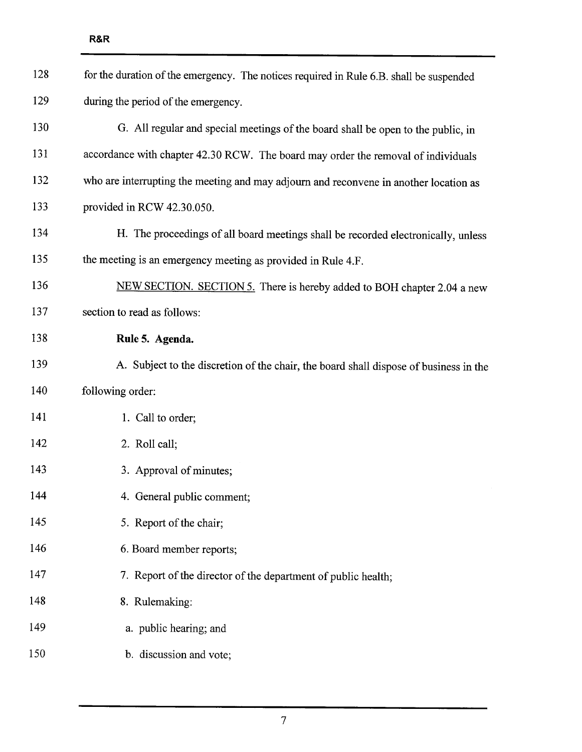for the duration of the emergency. The notices required in Rule 6.B. shall be suspended during the period of the emergency.

G. All regular and special meetings of the board shall be open to the public, in accordance with chapter 42.30 RCW. The board may order the removal of individuals who are interrupting the meeting and may adjourn and reconvene in another location as provided in RCW 42.30.050.

H. The proceedings of all board meetings shall be recorded electronically, unless the meeting is an emergency meeting as provided in Rule 4.F.

NEW SECTION. SECTION 5. There is hereby added to BOH chapter 2.04 a new section to read as follows:

**Rule 5. Agenda.**

A. Subject to the discretion of the chair, the board shall dispose of business in the following order:

1. Call to order;
2. Roll call;
3. Approval of minutes;
4. General public comment;
5. Report of the chair;
6. Board member reports;
7. Report of the director of the department of public health;
8. Rulemaking:
   a. public hearing; and
   b. discussion and vote;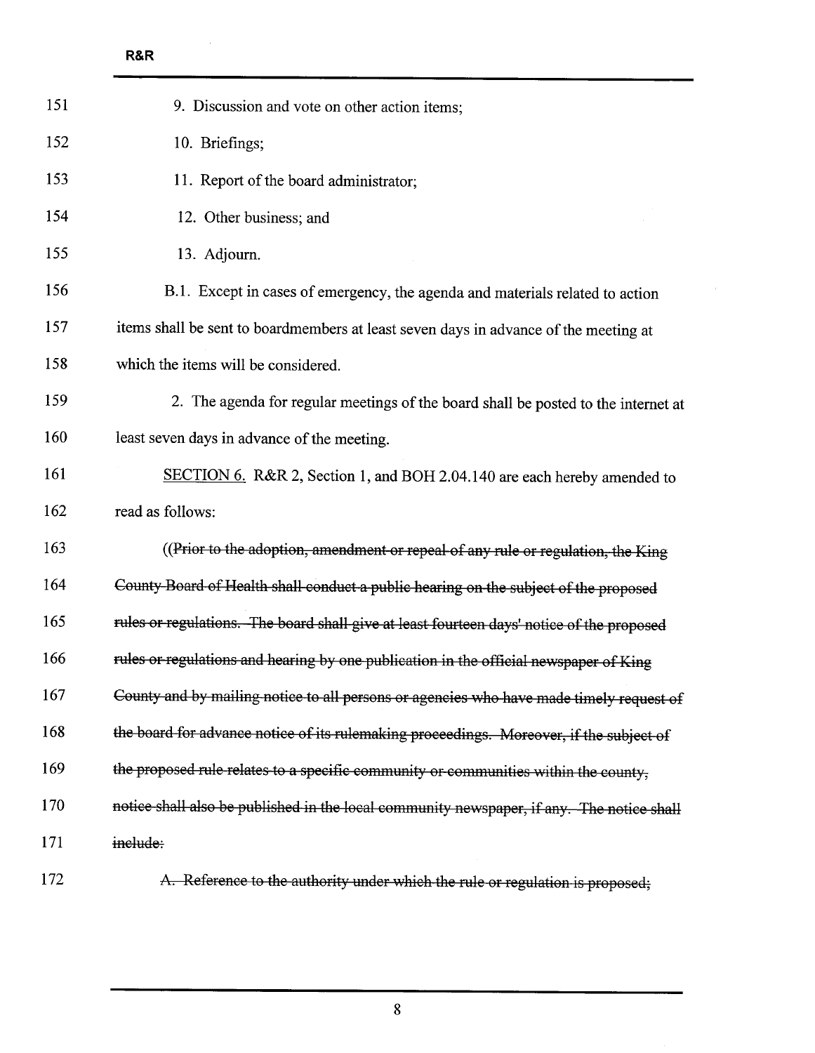9. Discussion and vote on other action items;

10. Briefings;

11. Report of the board administrator;

12. Other business; and

13. Adjourn.

B.1. Except in cases of emergency, the agenda and materials related to action items shall be sent to boardmembers at least seven days in advance of the meeting at which the items will be considered.

2. The agenda for regular meetings of the board shall be posted to the internet at least seven days in advance of the meeting.

<u>SECTION 6.</u> R&R 2, Section 1, and BOH 2.04.140 are each hereby amended to read as follows:

((~~Prior to the adoption, amendment or repeal of any rule or regulation, the King County Board of Health shall conduct a public hearing on the subject of the proposed rules or regulations. The board shall give at least fourteen days' notice of the proposed rules or regulations and hearing by one publication in the official newspaper of King County and by mailing notice to all persons or agencies who have made timely request of the board for advance notice of its rulemaking proceedings. Moreover, if the subject of the proposed rule relates to a specific community or communities within the county, notice shall also be published in the local community newspaper, if any. The notice shall include:~~

~~A. Reference to the authority under which the rule or regulation is proposed;~~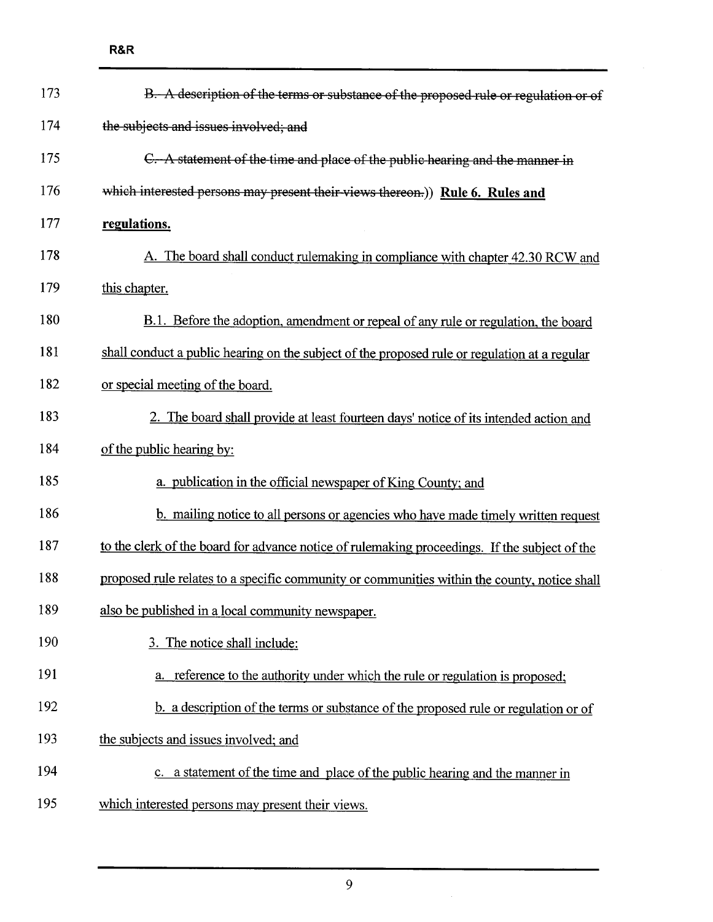173 ~~B. A description of the terms or substance of the proposed rule or regulation or of~~

174 ~~the subjects and issues involved; and~~

175 ~~C. A statement of the time and place of the public hearing and the manner in~~

176 ~~which interested persons may present their views thereon.~~)) **Rule 6. Rules and**

177 **regulations.**

178 A. The board shall conduct rulemaking in compliance with chapter 42.30 RCW and

179 this chapter.

180 B.1. Before the adoption, amendment or repeal of any rule or regulation, the board

181 shall conduct a public hearing on the subject of the proposed rule or regulation at a regular

182 or special meeting of the board.

183 2. The board shall provide at least fourteen days' notice of its intended action and

184 of the public hearing by:

185 a. publication in the official newspaper of King County; and

186 b. mailing notice to all persons or agencies who have made timely written request

187 to the clerk of the board for advance notice of rulemaking proceedings. If the subject of the

188 proposed rule relates to a specific community or communities within the county, notice shall

189 also be published in a local community newspaper.

190 3. The notice shall include:

191 a. reference to the authority under which the rule or regulation is proposed;

192 b. a description of the terms or substance of the proposed rule or regulation or of

193 the subjects and issues involved; and

194 c. a statement of the time and place of the public hearing and the manner in

195 which interested persons may present their views.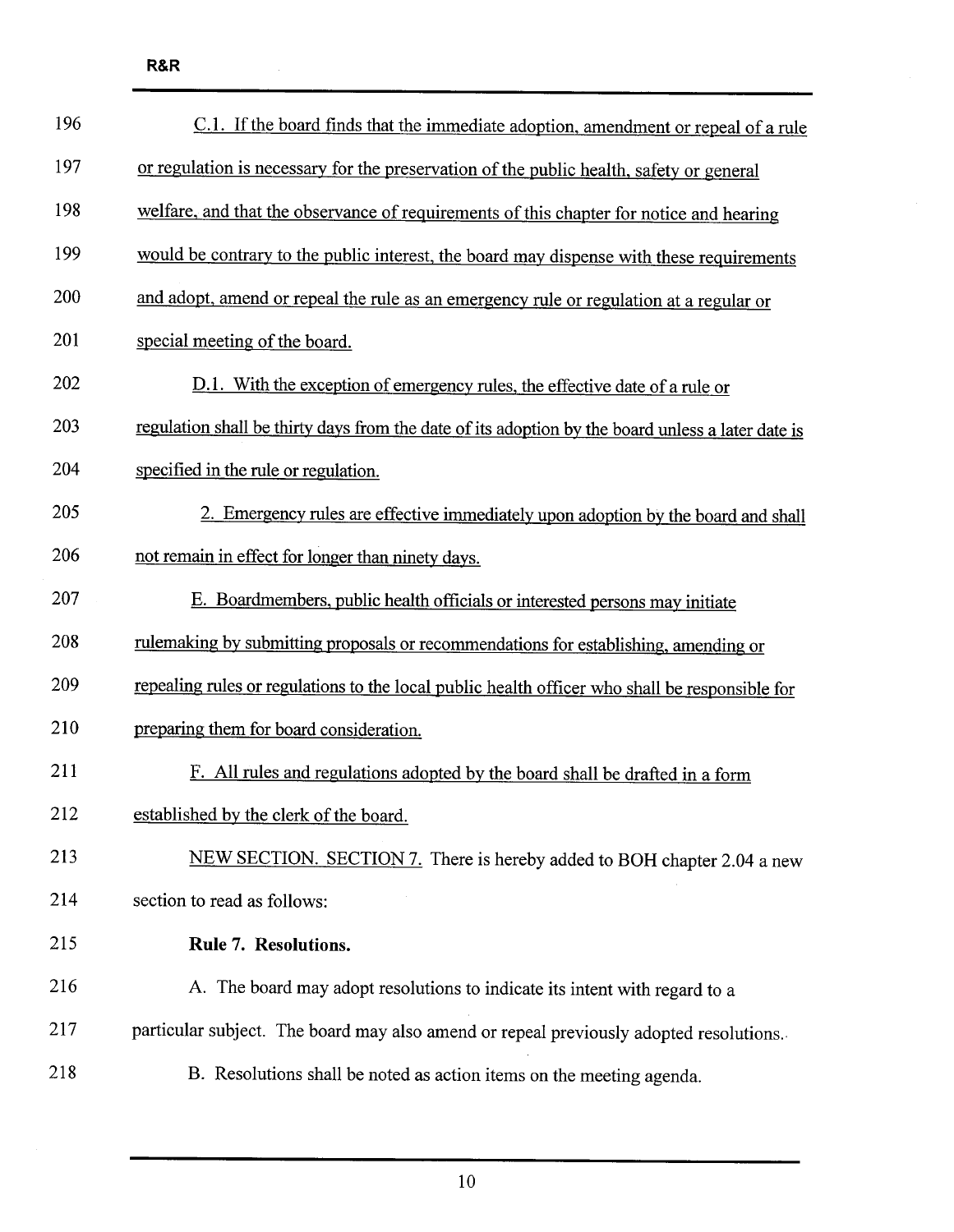C.1. If the board finds that the immediate adoption, amendment or repeal of a rule or regulation is necessary for the preservation of the public health, safety or general welfare, and that the observance of requirements of this chapter for notice and hearing would be contrary to the public interest, the board may dispense with these requirements and adopt, amend or repeal the rule as an emergency rule or regulation at a regular or special meeting of the board.

D.1. With the exception of emergency rules, the effective date of a rule or regulation shall be thirty days from the date of its adoption by the board unless a later date is specified in the rule or regulation.

2. Emergency rules are effective immediately upon adoption by the board and shall not remain in effect for longer than ninety days.

E. Boardmembers, public health officials or interested persons may initiate rulemaking by submitting proposals or recommendations for establishing, amending or repealing rules or regulations to the local public health officer who shall be responsible for preparing them for board consideration.

F. All rules and regulations adopted by the board shall be drafted in a form established by the clerk of the board.

NEW SECTION. SECTION 7. There is hereby added to BOH chapter 2.04 a new section to read as follows:

**Rule 7. Resolutions.**

A. The board may adopt resolutions to indicate its intent with regard to a particular subject. The board may also amend or repeal previously adopted resolutions.

B. Resolutions shall be noted as action items on the meeting agenda.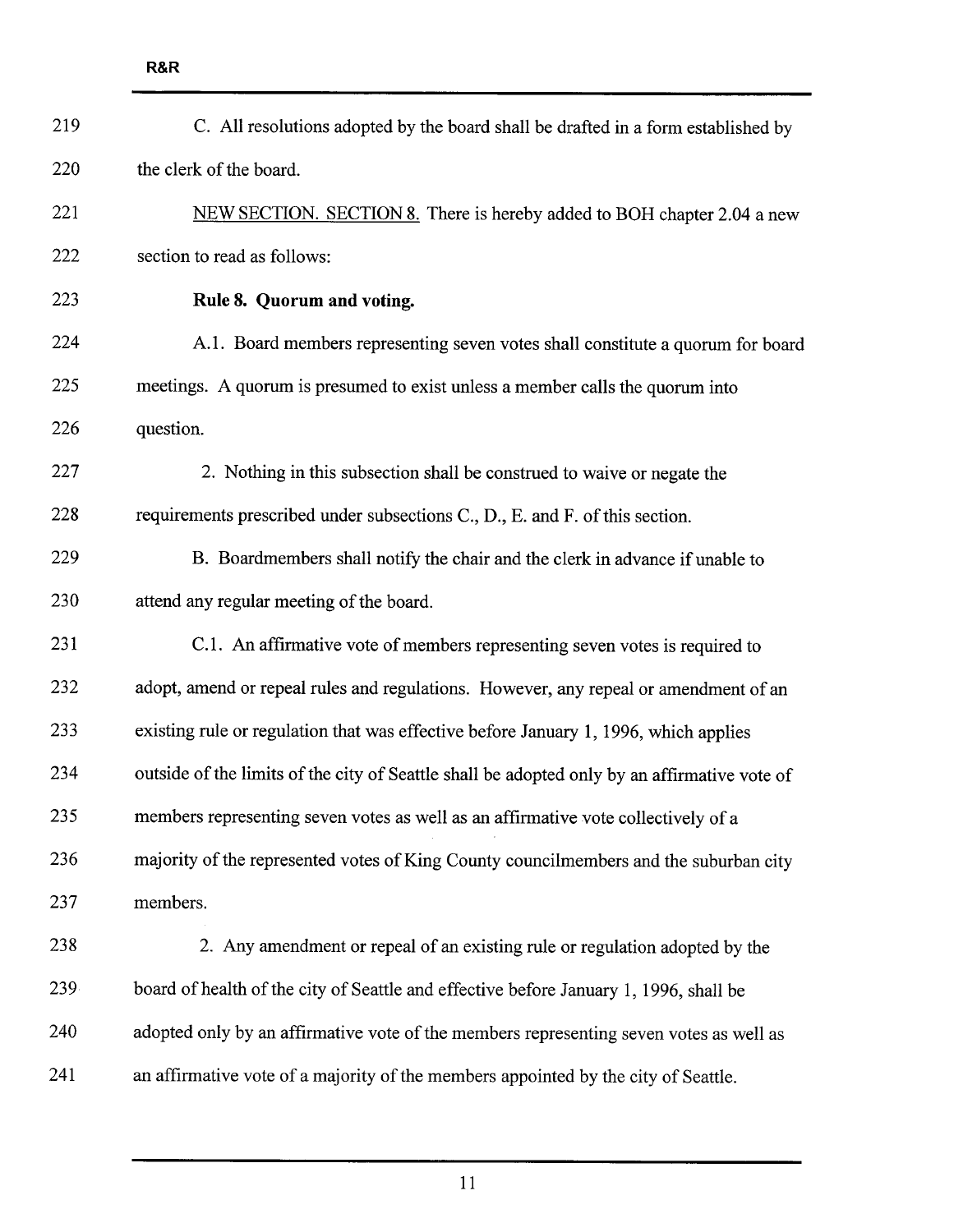C. All resolutions adopted by the board shall be drafted in a form established by the clerk of the board.

NEW SECTION. SECTION 8. There is hereby added to BOH chapter 2.04 a new section to read as follows:

**Rule 8. Quorum and voting.**

A.1. Board members representing seven votes shall constitute a quorum for board meetings. A quorum is presumed to exist unless a member calls the quorum into question.

2. Nothing in this subsection shall be construed to waive or negate the requirements prescribed under subsections C., D., E. and F. of this section.

B. Boardmembers shall notify the chair and the clerk in advance if unable to attend any regular meeting of the board.

C.1. An affirmative vote of members representing seven votes is required to adopt, amend or repeal rules and regulations. However, any repeal or amendment of an existing rule or regulation that was effective before January 1, 1996, which applies outside of the limits of the city of Seattle shall be adopted only by an affirmative vote of members representing seven votes as well as an affirmative vote collectively of a majority of the represented votes of King County councilmembers and the suburban city members.

2. Any amendment or repeal of an existing rule or regulation adopted by the board of health of the city of Seattle and effective before January 1, 1996, shall be adopted only by an affirmative vote of the members representing seven votes as well as an affirmative vote of a majority of the members appointed by the city of Seattle.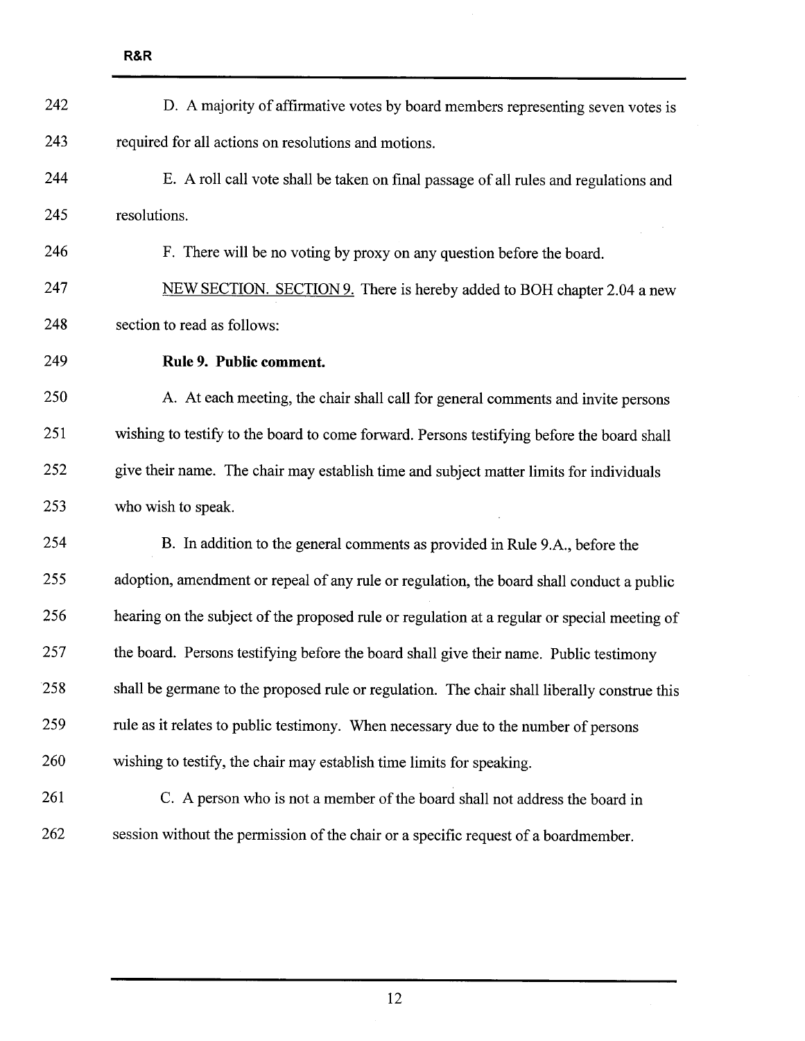D. A majority of affirmative votes by board members representing seven votes is required for all actions on resolutions and motions.

E. A roll call vote shall be taken on final passage of all rules and regulations and resolutions.

F. There will be no voting by proxy on any question before the board.

NEW SECTION. SECTION 9. There is hereby added to BOH chapter 2.04 a new section to read as follows:

**Rule 9. Public comment.**

A. At each meeting, the chair shall call for general comments and invite persons wishing to testify to the board to come forward. Persons testifying before the board shall give their name. The chair may establish time and subject matter limits for individuals who wish to speak.

B. In addition to the general comments as provided in Rule 9.A., before the adoption, amendment or repeal of any rule or regulation, the board shall conduct a public hearing on the subject of the proposed rule or regulation at a regular or special meeting of the board. Persons testifying before the board shall give their name. Public testimony shall be germane to the proposed rule or regulation. The chair shall liberally construe this rule as it relates to public testimony. When necessary due to the number of persons wishing to testify, the chair may establish time limits for speaking.

C. A person who is not a member of the board shall not address the board in session without the permission of the chair or a specific request of a boardmember.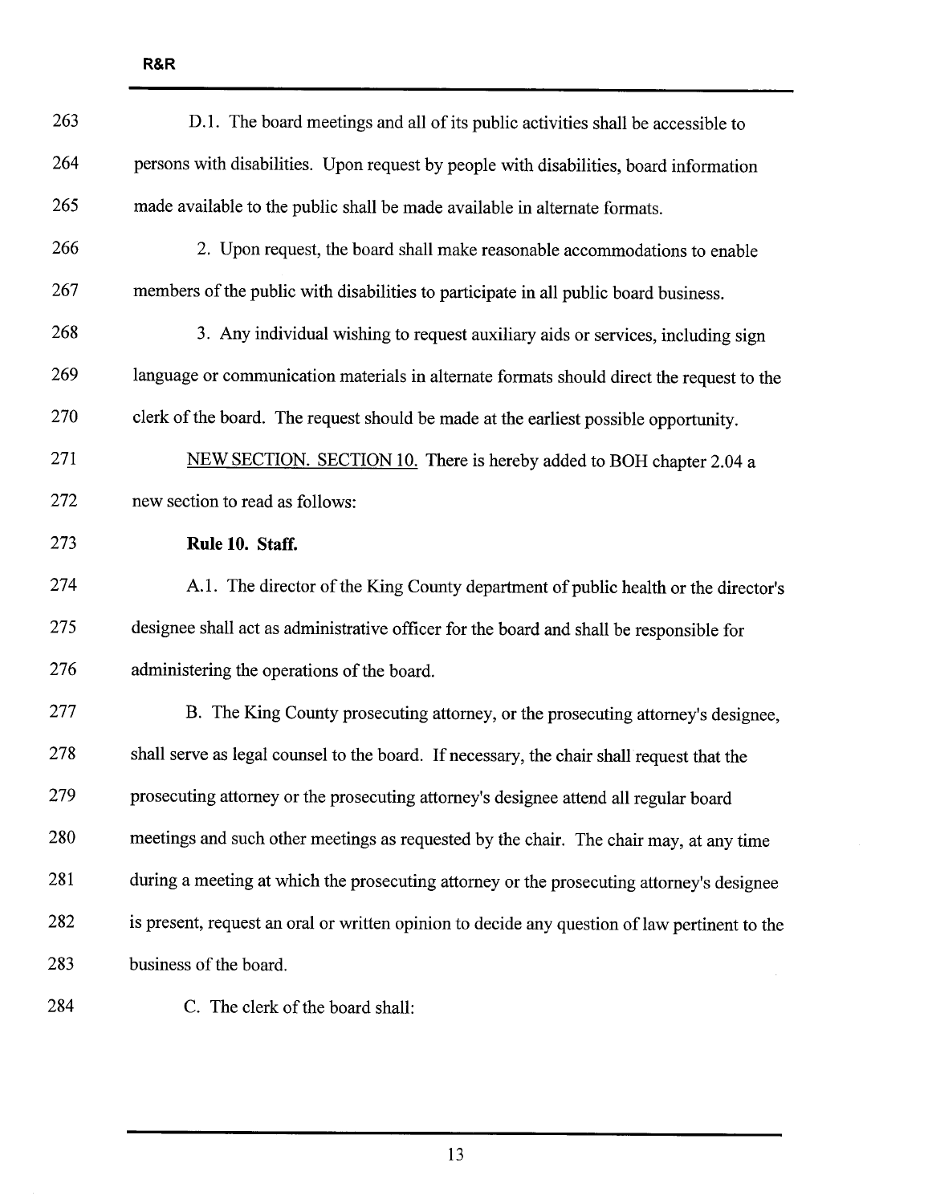D.1. The board meetings and all of its public activities shall be accessible to persons with disabilities. Upon request by people with disabilities, board information made available to the public shall be made available in alternate formats.

2. Upon request, the board shall make reasonable accommodations to enable members of the public with disabilities to participate in all public board business.

3. Any individual wishing to request auxiliary aids or services, including sign language or communication materials in alternate formats should direct the request to the clerk of the board. The request should be made at the earliest possible opportunity.

NEW SECTION. SECTION 10. There is hereby added to BOH chapter 2.04 a new section to read as follows:

**Rule 10. Staff.**

A.1. The director of the King County department of public health or the director's designee shall act as administrative officer for the board and shall be responsible for administering the operations of the board.

B. The King County prosecuting attorney, or the prosecuting attorney's designee, shall serve as legal counsel to the board. If necessary, the chair shall request that the prosecuting attorney or the prosecuting attorney's designee attend all regular board meetings and such other meetings as requested by the chair. The chair may, at any time during a meeting at which the prosecuting attorney or the prosecuting attorney's designee is present, request an oral or written opinion to decide any question of law pertinent to the business of the board.

C. The clerk of the board shall: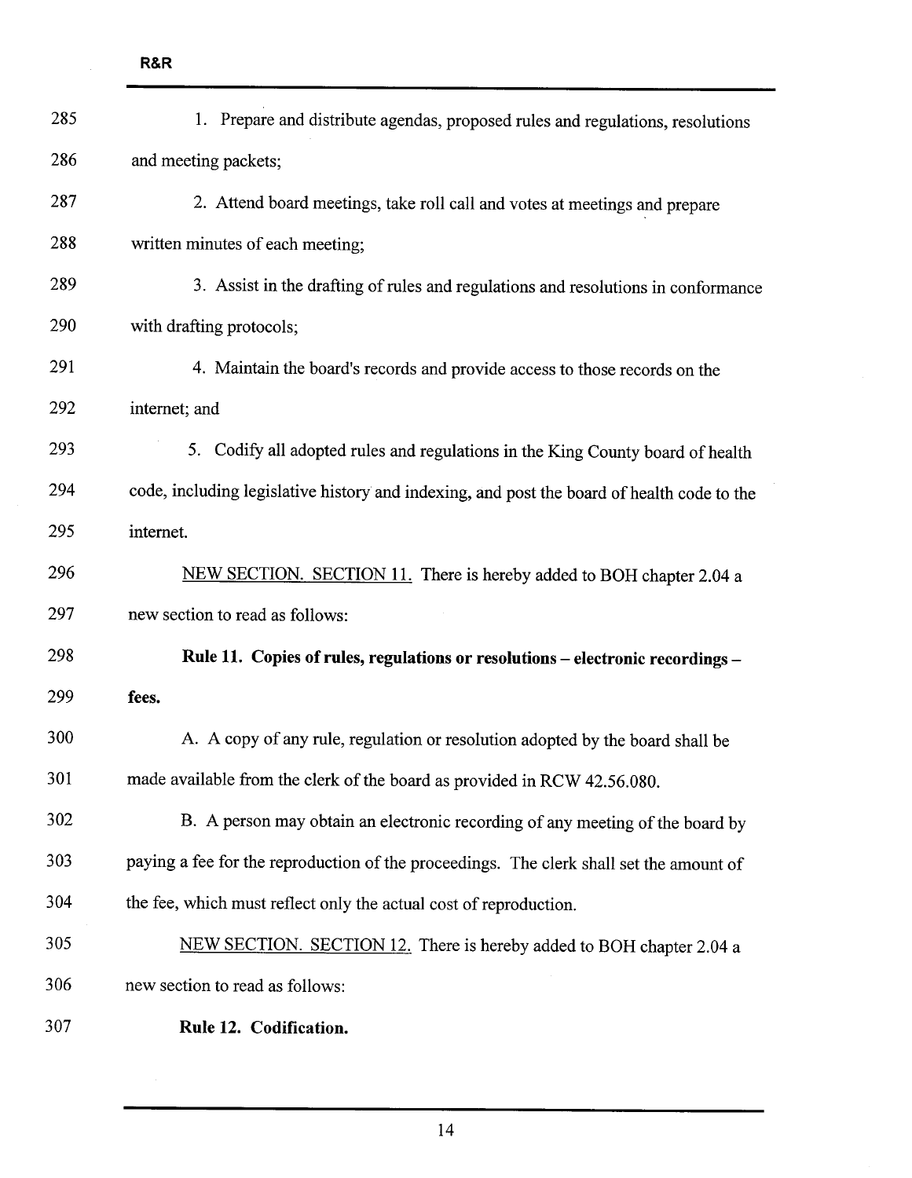1. Prepare and distribute agendas, proposed rules and regulations, resolutions and meeting packets;

2. Attend board meetings, take roll call and votes at meetings and prepare written minutes of each meeting;

3. Assist in the drafting of rules and regulations and resolutions in conformance with drafting protocols;

4. Maintain the board's records and provide access to those records on the internet; and

5. Codify all adopted rules and regulations in the King County board of health code, including legislative history and indexing, and post the board of health code to the internet.

NEW SECTION. SECTION 11. There is hereby added to BOH chapter 2.04 a new section to read as follows:

**Rule 11. Copies of rules, regulations or resolutions – electronic recordings – fees.**

A. A copy of any rule, regulation or resolution adopted by the board shall be made available from the clerk of the board as provided in RCW 42.56.080.

B. A person may obtain an electronic recording of any meeting of the board by paying a fee for the reproduction of the proceedings. The clerk shall set the amount of the fee, which must reflect only the actual cost of reproduction.

NEW SECTION. SECTION 12. There is hereby added to BOH chapter 2.04 a new section to read as follows:

**Rule 12. Codification.**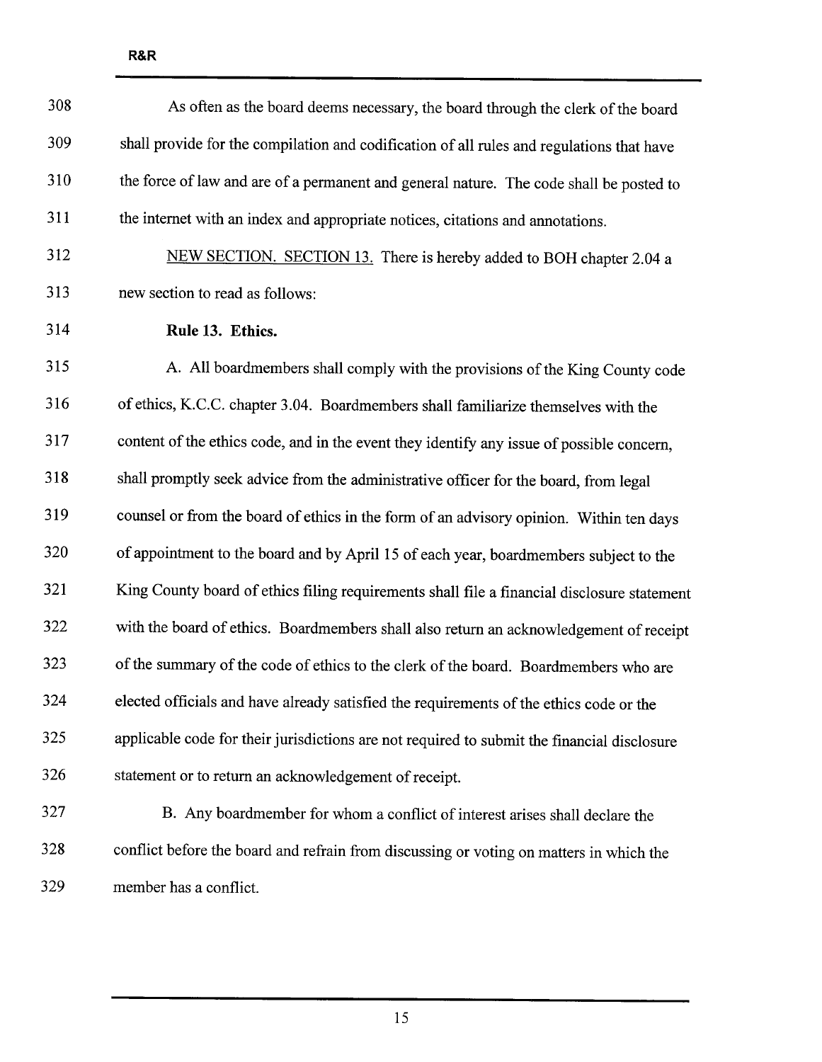As often as the board deems necessary, the board through the clerk of the board shall provide for the compilation and codification of all rules and regulations that have the force of law and are of a permanent and general nature. The code shall be posted to the internet with an index and appropriate notices, citations and annotations.

NEW SECTION. SECTION 13. There is hereby added to BOH chapter 2.04 a new section to read as follows:

**Rule 13. Ethics.**

A. All boardmembers shall comply with the provisions of the King County code of ethics, K.C.C. chapter 3.04. Boardmembers shall familiarize themselves with the content of the ethics code, and in the event they identify any issue of possible concern, shall promptly seek advice from the administrative officer for the board, from legal counsel or from the board of ethics in the form of an advisory opinion. Within ten days of appointment to the board and by April 15 of each year, boardmembers subject to the King County board of ethics filing requirements shall file a financial disclosure statement with the board of ethics. Boardmembers shall also return an acknowledgement of receipt of the summary of the code of ethics to the clerk of the board. Boardmembers who are elected officials and have already satisfied the requirements of the ethics code or the applicable code for their jurisdictions are not required to submit the financial disclosure statement or to return an acknowledgement of receipt.

B. Any boardmember for whom a conflict of interest arises shall declare the conflict before the board and refrain from discussing or voting on matters in which the member has a conflict.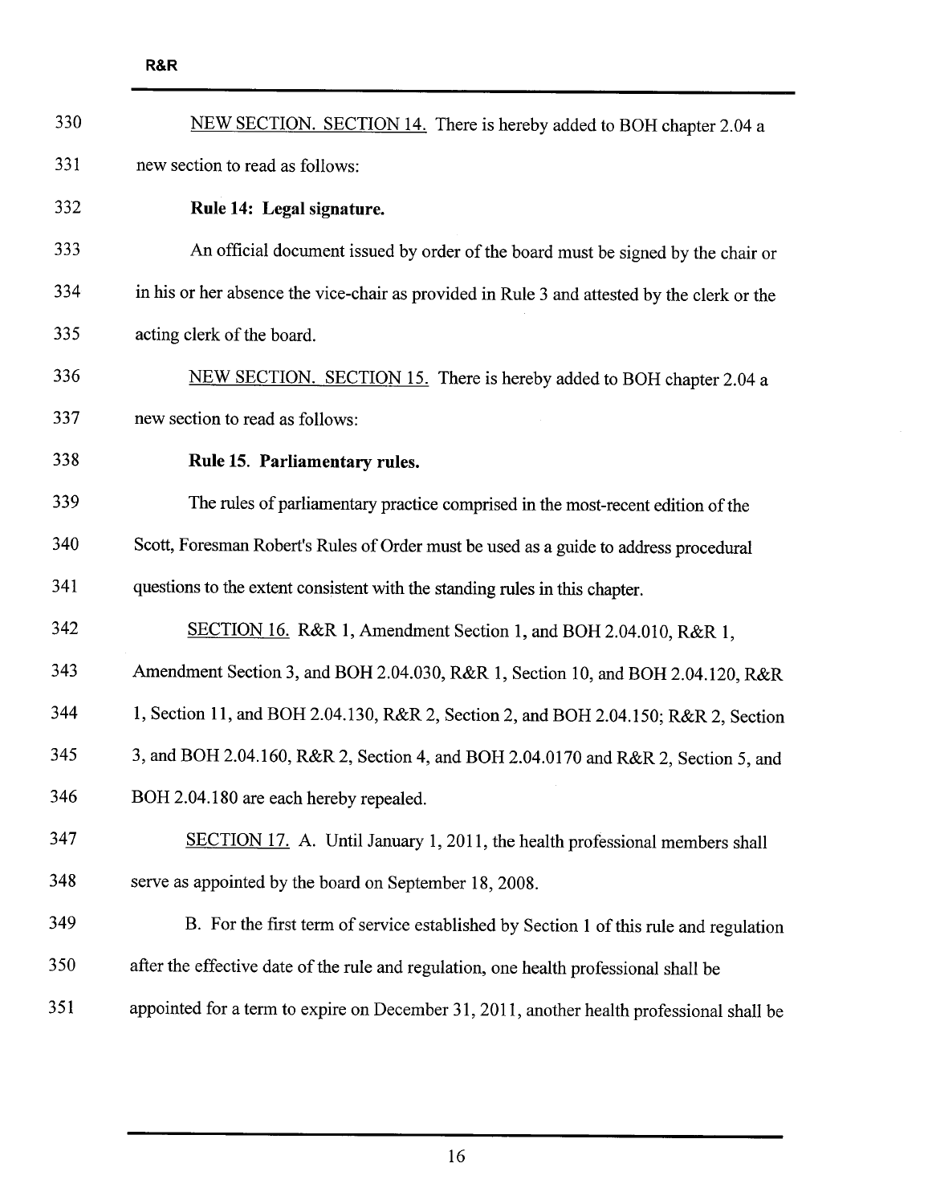<u>NEW SECTION. SECTION 14.</u> There is hereby added to BOH chapter 2.04 a new section to read as follows:

**Rule 14: Legal signature.**

An official document issued by order of the board must be signed by the chair or in his or her absence the vice-chair as provided in Rule 3 and attested by the clerk or the acting clerk of the board.

<u>NEW SECTION. SECTION 15.</u> There is hereby added to BOH chapter 2.04 a new section to read as follows:

**Rule 15. Parliamentary rules.**

The rules of parliamentary practice comprised in the most-recent edition of the Scott, Foresman Robert's Rules of Order must be used as a guide to address procedural questions to the extent consistent with the standing rules in this chapter.

<u>SECTION 16.</u> R&R 1, Amendment Section 1, and BOH 2.04.010, R&R 1, Amendment Section 3, and BOH 2.04.030, R&R 1, Section 10, and BOH 2.04.120, R&R 1, Section 11, and BOH 2.04.130, R&R 2, Section 2, and BOH 2.04.150; R&R 2, Section 3, and BOH 2.04.160, R&R 2, Section 4, and BOH 2.04.0170 and R&R 2, Section 5, and BOH 2.04.180 are each hereby repealed.

<u>SECTION 17.</u> A. Until January 1, 2011, the health professional members shall serve as appointed by the board on September 18, 2008.

B. For the first term of service established by Section 1 of this rule and regulation after the effective date of the rule and regulation, one health professional shall be appointed for a term to expire on December 31, 2011, another health professional shall be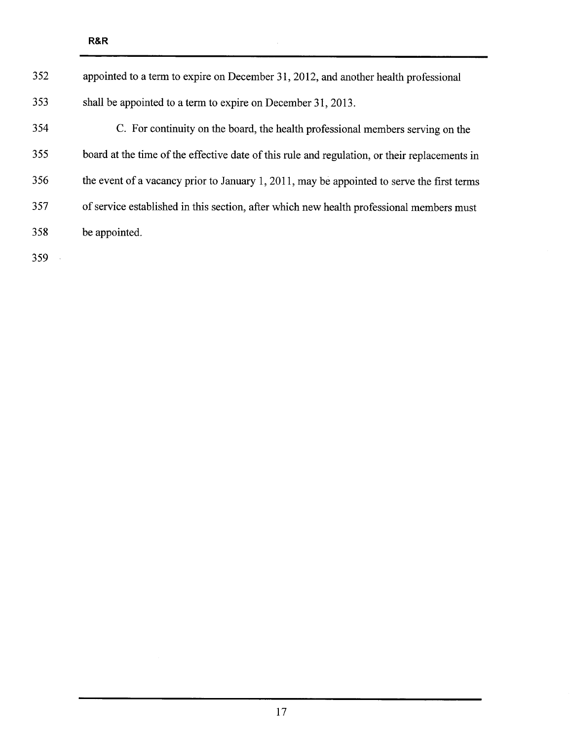appointed to a term to expire on December 31, 2012, and another health professional shall be appointed to a term to expire on December 31, 2013.

C. For continuity on the board, the health professional members serving on the board at the time of the effective date of this rule and regulation, or their replacements in the event of a vacancy prior to January 1, 2011, may be appointed to serve the first terms of service established in this section, after which new health professional members must be appointed.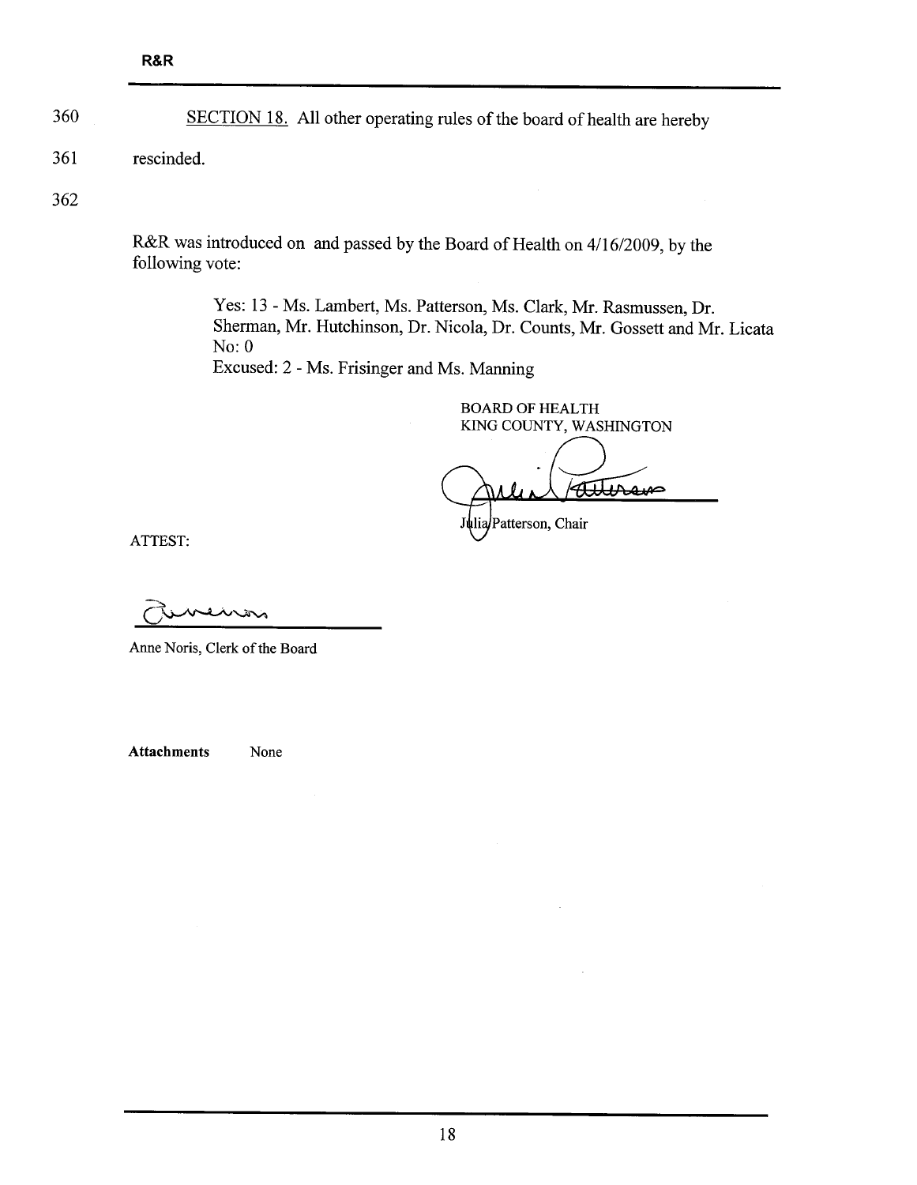360 SECTION 18. All other operating rules of the board of health are hereby

361 rescinded.

362

R&R was introduced on and passed by the Board of Health on 4/16/2009, by the following vote:

> Yes: 13 - Ms. Lambert, Ms. Patterson, Ms. Clark, Mr. Rasmussen, Dr. Sherman, Mr. Hutchinson, Dr. Nicola, Dr. Counts, Mr. Gossett and Mr. Licata
> No: 0
> Excused: 2 - Ms. Frisinger and Ms. Manning

BOARD OF HEALTH
KING COUNTY, WASHINGTON

Julia Patterson, Chair

ATTEST:

Anne Noris, Clerk of the Board

**Attachments** None